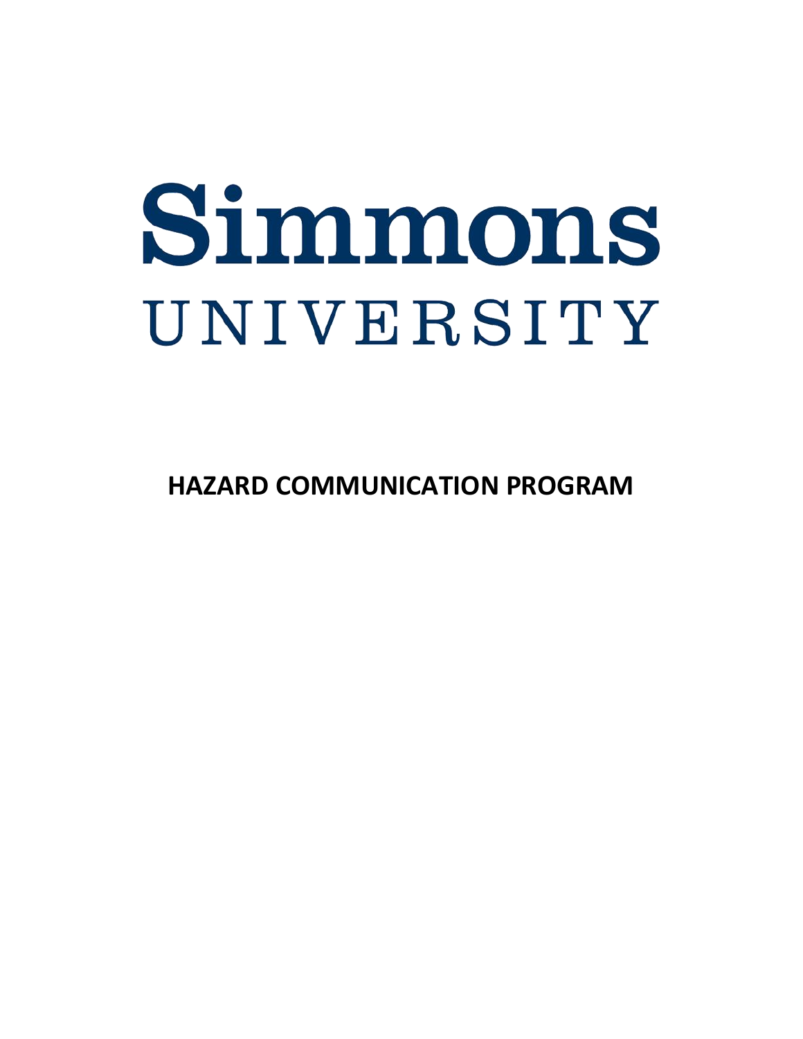# Simmons

UNIVERSITY

**HAZARD COMMUNICATION PROGRAM**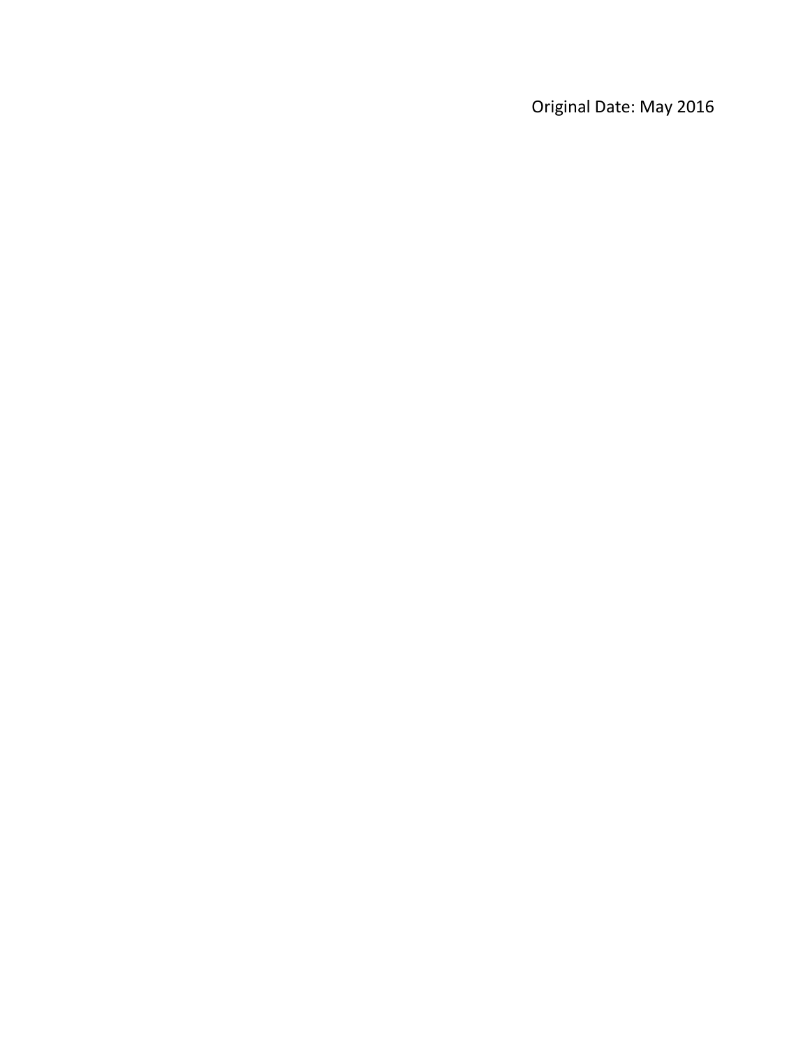Original Date: May 2016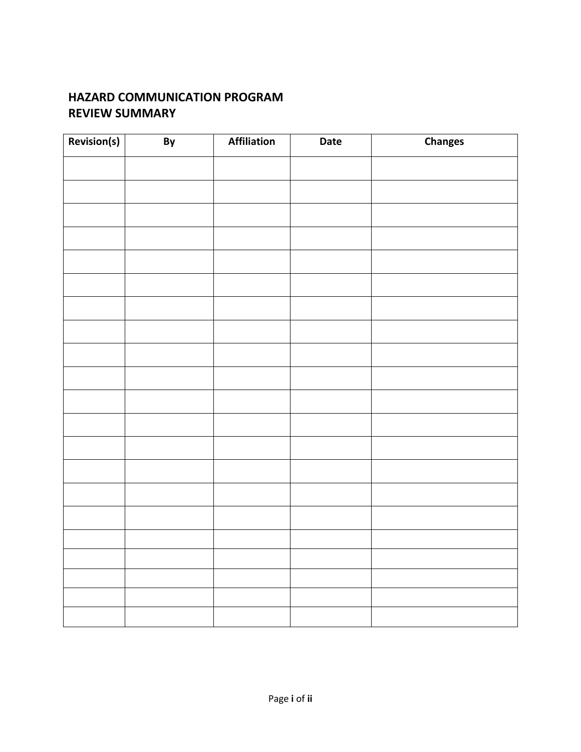# HAZARD COMMUNICATION PROGRAM
# REVIEW SUMMARY

| Revision(s) | By | Affiliation | Date | Changes |
|---|---|---|---|---|
| | | | | |
| | | | | |
| | | | | |
| | | | | |
| | | | | |
| | | | | |
| | | | | |
| | | | | |
| | | | | |
| | | | | |
| | | | | |
| | | | | |
| | | | | |
| | | | | |
| | | | | |
| | | | | |
| | | | | |
| | | | | |
| | | | | |
| | | | | |
| | | | | |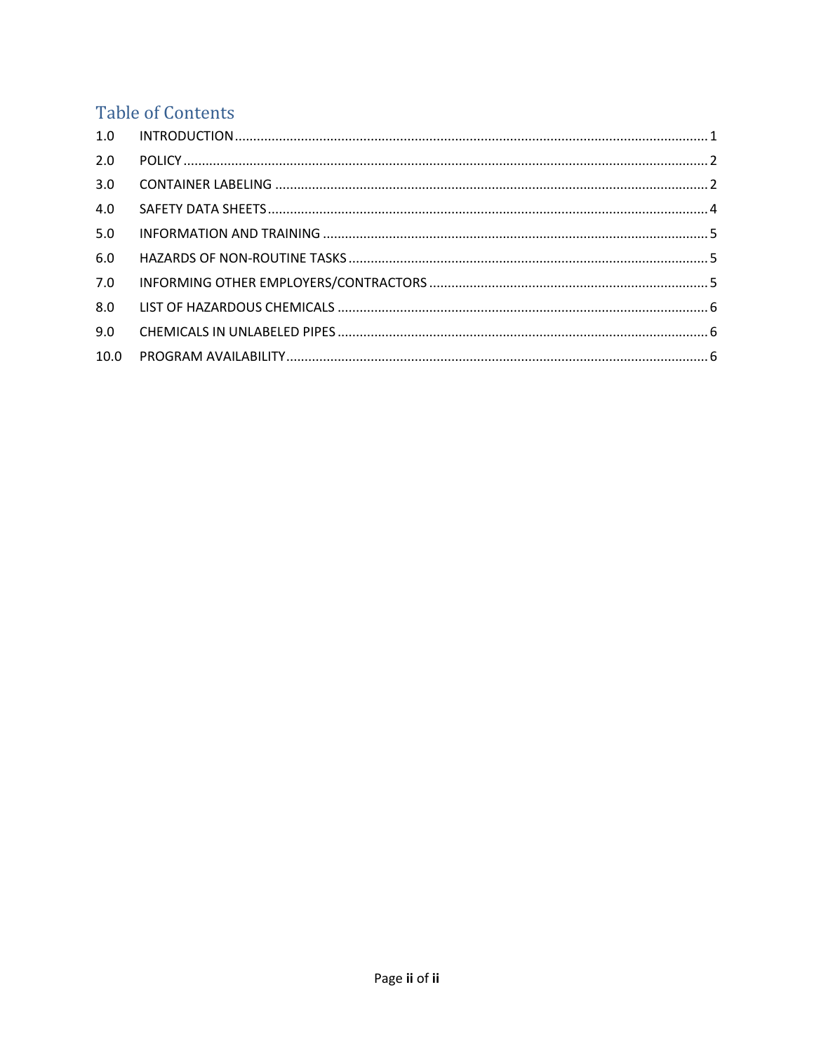## Table of Contents

| | | |
|---|---|---|
| 1.0 | INTRODUCTION | 1 |
| 2.0 | POLICY | 2 |
| 3.0 | CONTAINER LABELING | 2 |
| 4.0 | SAFETY DATA SHEETS | 4 |
| 5.0 | INFORMATION AND TRAINING | 5 |
| 6.0 | HAZARDS OF NON-ROUTINE TASKS | 5 |
| 7.0 | INFORMING OTHER EMPLOYERS/CONTRACTORS | 5 |
| 8.0 | LIST OF HAZARDOUS CHEMICALS | 6 |
| 9.0 | CHEMICALS IN UNLABELED PIPES | 6 |
| 10.0 | PROGRAM AVAILABILITY | 6 |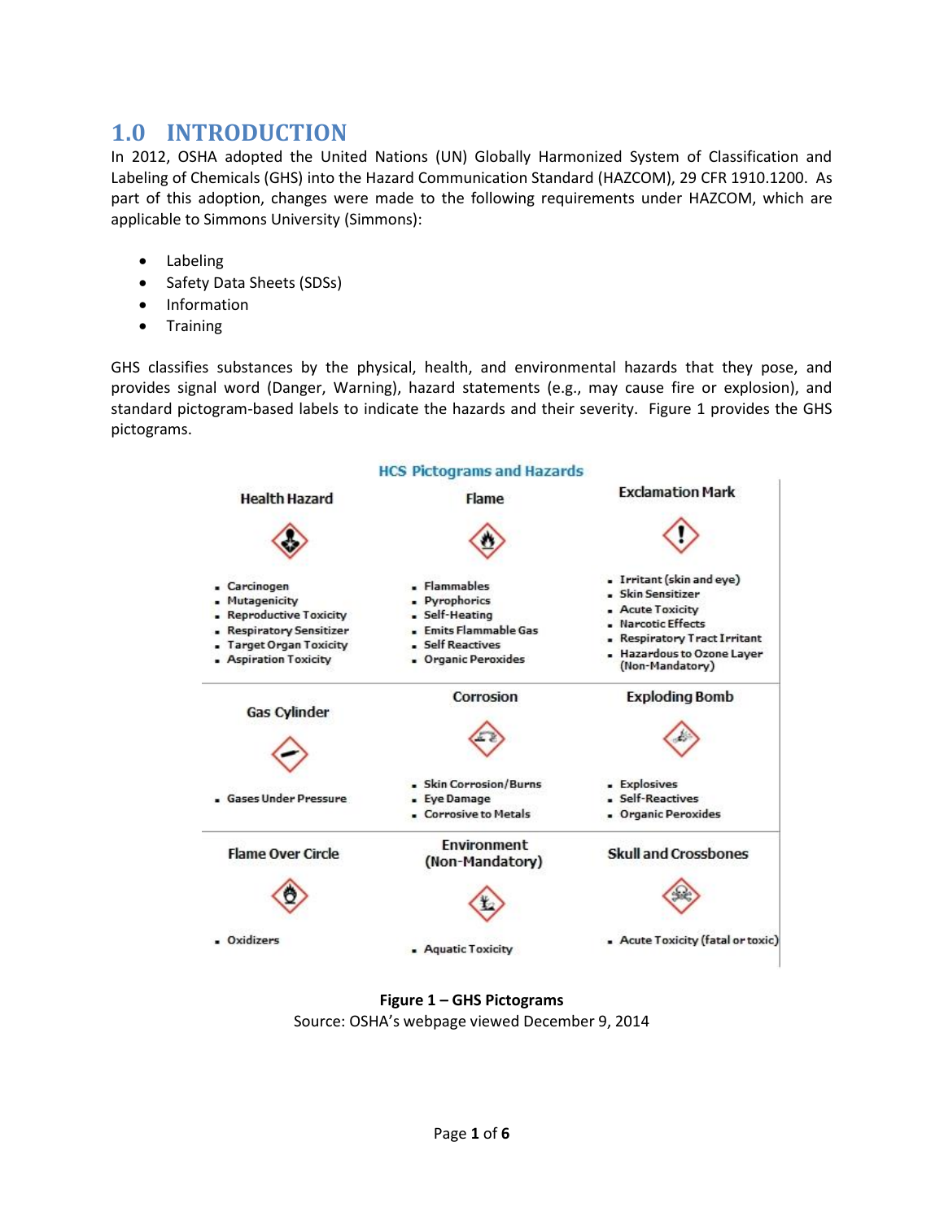# 1.0 INTRODUCTION

In 2012, OSHA adopted the United Nations (UN) Globally Harmonized System of Classification and Labeling of Chemicals (GHS) into the Hazard Communication Standard (HAZCOM), 29 CFR 1910.1200. As part of this adoption, changes were made to the following requirements under HAZCOM, which are applicable to Simmons University (Simmons):

- Labeling
- Safety Data Sheets (SDSs)
- Information
- Training

GHS classifies substances by the physical, health, and environmental hazards that they pose, and provides signal word (Danger, Warning), hazard statements (e.g., may cause fire or explosion), and standard pictogram-based labels to indicate the hazards and their severity. Figure 1 provides the GHS pictograms.

**HCS Pictograms and Hazards**

| Health Hazard | Flame | Exclamation Mark |
|---|---|---|
| • Carcinogen<br>• Mutagenicity<br>• Reproductive Toxicity<br>• Respiratory Sensitizer<br>• Target Organ Toxicity<br>• Aspiration Toxicity | • Flammables<br>• Pyrophorics<br>• Self-Heating<br>• Emits Flammable Gas<br>• Self Reactives<br>• Organic Peroxides | • Irritant (skin and eye)<br>• Skin Sensitizer<br>• Acute Toxicity<br>• Narcotic Effects<br>• Respiratory Tract Irritant<br>• Hazardous to Ozone Layer (Non-Mandatory) |
| **Gas Cylinder** | **Corrosion** | **Exploding Bomb** |
| • Gases Under Pressure | • Skin Corrosion/Burns<br>• Eye Damage<br>• Corrosive to Metals | • Explosives<br>• Self-Reactives<br>• Organic Peroxides |
| **Flame Over Circle** | **Environment (Non-Mandatory)** | **Skull and Crossbones** |
| • Oxidizers | • Aquatic Toxicity | • Acute Toxicity (fatal or toxic) |

**Figure 1 – GHS Pictograms**

Source: OSHA's webpage viewed December 9, 2014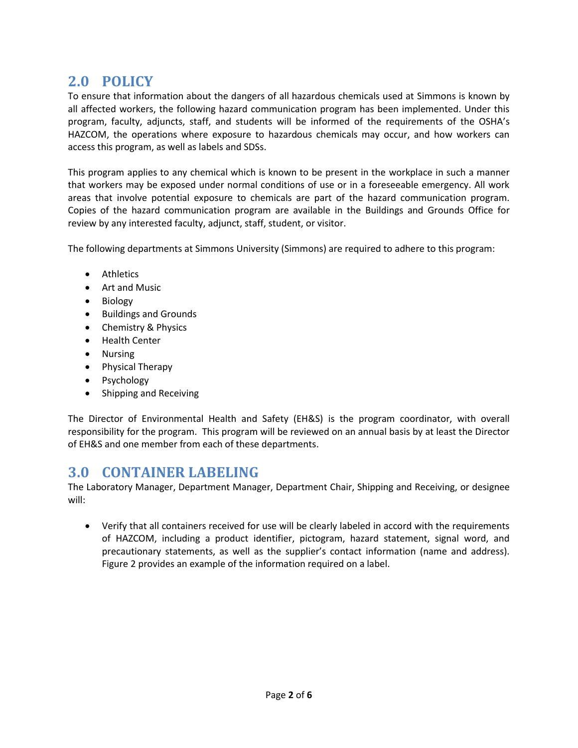## 2.0 POLICY

To ensure that information about the dangers of all hazardous chemicals used at Simmons is known by all affected workers, the following hazard communication program has been implemented. Under this program, faculty, adjuncts, staff, and students will be informed of the requirements of the OSHA's HAZCOM, the operations where exposure to hazardous chemicals may occur, and how workers can access this program, as well as labels and SDSs.

This program applies to any chemical which is known to be present in the workplace in such a manner that workers may be exposed under normal conditions of use or in a foreseeable emergency. All work areas that involve potential exposure to chemicals are part of the hazard communication program. Copies of the hazard communication program are available in the Buildings and Grounds Office for review by any interested faculty, adjunct, staff, student, or visitor.

The following departments at Simmons University (Simmons) are required to adhere to this program:

- Athletics
- Art and Music
- Biology
- Buildings and Grounds
- Chemistry & Physics
- Health Center
- Nursing
- Physical Therapy
- Psychology
- Shipping and Receiving

The Director of Environmental Health and Safety (EH&S) is the program coordinator, with overall responsibility for the program. This program will be reviewed on an annual basis by at least the Director of EH&S and one member from each of these departments.

## 3.0 CONTAINER LABELING

The Laboratory Manager, Department Manager, Department Chair, Shipping and Receiving, or designee will:

- Verify that all containers received for use will be clearly labeled in accord with the requirements of HAZCOM, including a product identifier, pictogram, hazard statement, signal word, and precautionary statements, as well as the supplier's contact information (name and address). Figure 2 provides an example of the information required on a label.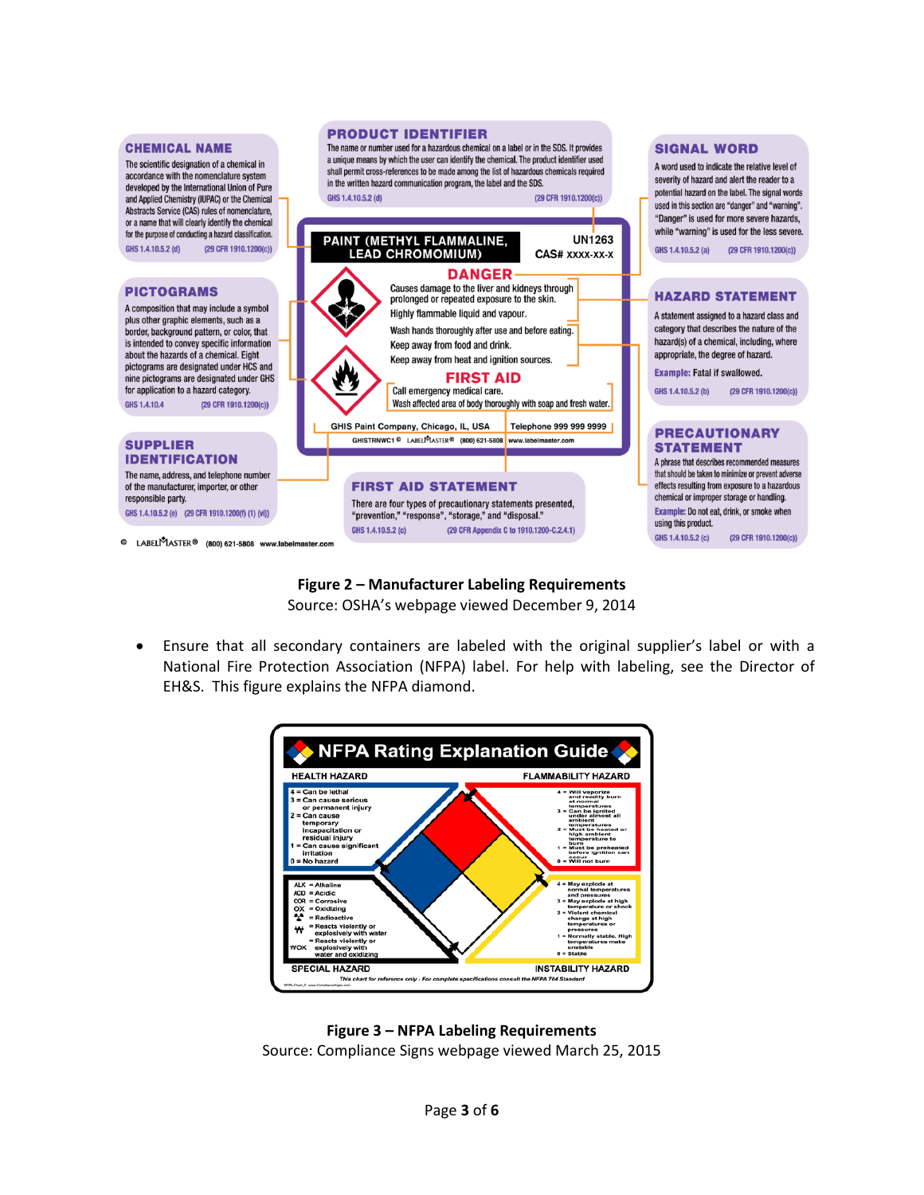**CHEMICAL NAME**

The scientific designation of a chemical in accordance with the nomenclature system developed by the International Union of Pure and Applied Chemistry (IUPAC) or the Chemical Abstracts Service (CAS) rules of nomenclature, or a name that will clearly identify the chemical for the purpose of conducting a hazard classification.

GHS 1.4.10.5.2 (d) (29 CFR 1910.1200(c))

**PRODUCT IDENTIFIER**

The name or number used for a hazardous chemical on a label or in the SDS. It provides a unique means by which the user can identify the chemical. The product identifier used shall permit cross-references to be made among the list of hazardous chemicals required in the written hazard communication program, the label and the SDS.

GHS 1.4.10.5.2 (d) (29 CFR 1910.1200(c))

**SIGNAL WORD**

A word used to indicate the relative level of severity of hazard and alert the reader to a potential hazard on the label. The signal words used in this section are "danger" and "warning". "Danger" is used for more severe hazards, while "warning" is used for the less severe.

GHS 1.4.10.5.2 (a) (29 CFR 1910.1200(c))

**PICTOGRAMS**

A composition that may include a symbol plus other graphic elements, such as a border, background pattern, or color, that is intended to convey specific information about the hazards of a chemical. Eight pictograms are designated under HCS and nine pictograms are designated under GHS for application to a hazard category.

GHS 1.4.10.4 (29 CFR 1910.1200(c))

**HAZARD STATEMENT**

A statement assigned to a hazard class and category that describes the nature of the hazard(s) of a chemical, including, where appropriate, the degree of hazard.

Example: Fatal if swallowed.

GHS 1.4.10.5.2 (b) (29 CFR 1910.1200(c))

**SUPPLIER IDENTIFICATION**

The name, address, and telephone number of the manufacturer, importer, or other responsible party.

GHS 1.4.10.5.2 (e) (29 CFR 1910.1200(f) (1) (vi))

**FIRST AID STATEMENT**

There are four types of precautionary statements presented, "prevention," "response", "storage," and "disposal."

GHS 1.4.10.5.2 (c) (29 CFR Appendix C to 1910.1200-C.2.4.1)

**PRECAUTIONARY STATEMENT**

A phrase that describes recommended measures that should be taken to minimize or prevent adverse effects resulting from exposure to a hazardous chemical or improper storage or handling.

Example: Do not eat, drink, or smoke when using this product.

GHS 1.4.10.5.2 (c) (29 CFR 1910.1200(c))

PAINT (METHYL FLAMMALINE, LEAD CHROMOMIUM) — UN1263 — CAS# XXXX-XX-X

DANGER

Causes damage to the liver and kidneys through prolonged or repeated exposure to the skin.
Highly flammable liquid and vapour.
Wash hands thoroughly after use and before eating.
Keep away from food and drink.
Keep away from heat and ignition sources.

FIRST AID

Call emergency medical care.
Wash affected area of body thoroughly with soap and fresh water.

GHIS Paint Company, Chicago, IL, USA — Telephone 999 999 9999

**Figure 2 – Manufacturer Labeling Requirements**
Source: OSHA's webpage viewed December 9, 2014

- Ensure that all secondary containers are labeled with the original supplier's label or with a National Fire Protection Association (NFPA) label. For help with labeling, see the Director of EH&S. This figure explains the NFPA diamond.

**NFPA Rating Explanation Guide**

HEALTH HAZARD
- 4 = Can be lethal
- 3 = Can cause serious or permanent injury
- 2 = Can cause temporary incapacitation or residual injury
- 1 = Can cause significant irritation
- 0 = No hazard

FLAMMABILITY HAZARD
- 4 = Will vaporize and readily burn at normal temperatures
- 3 = Can be ignited under almost all ambient temperatures
- 2 = Must be heated or high ambient temperature to burn
- 1 = Must be preheated before ignition can occur
- 0 = Will not burn

SPECIAL HAZARD
- ALK = Alkaline
- ACID = Acidic
- COR = Corrosive
- OX = Oxidizing
- = Radioactive
- = Reacts violently or explosively with water
- WOX = Reacts violently or explosively with water and oxidizing

INSTABILITY HAZARD
- 4 = May explode at normal temperatures and pressures
- 3 = May explode at high temperature or shock
- 2 = Violent chemical change at high temperatures or pressures
- 1 = Normally stable. High temperatures make unstable
- 0 = Stable

This chart for reference only - For complete specifications consult the NFPA 704 Standard

**Figure 3 – NFPA Labeling Requirements**
Source: Compliance Signs webpage viewed March 25, 2015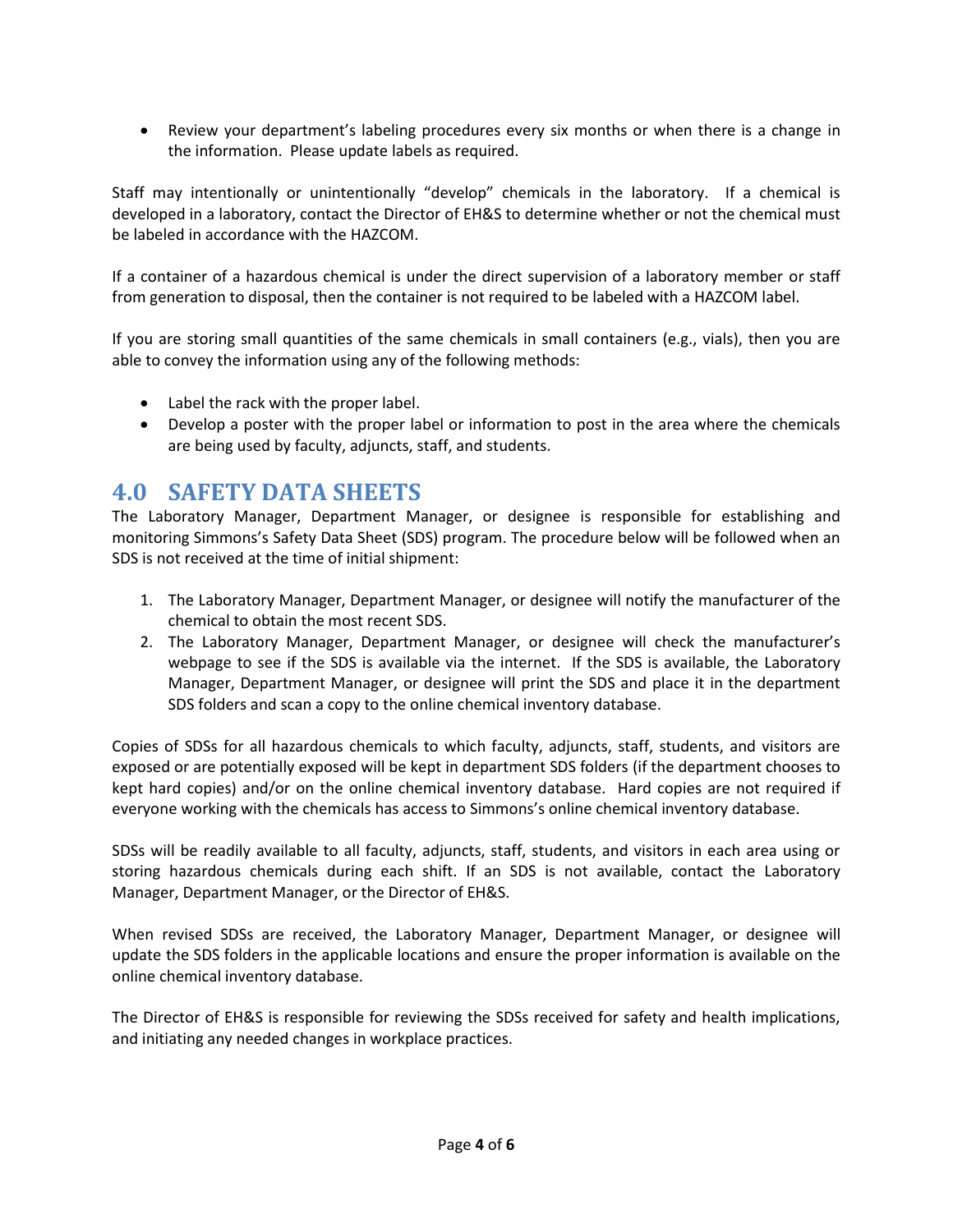- Review your department's labeling procedures every six months or when there is a change in the information. Please update labels as required.

Staff may intentionally or unintentionally "develop" chemicals in the laboratory. If a chemical is developed in a laboratory, contact the Director of EH&S to determine whether or not the chemical must be labeled in accordance with the HAZCOM.

If a container of a hazardous chemical is under the direct supervision of a laboratory member or staff from generation to disposal, then the container is not required to be labeled with a HAZCOM label.

If you are storing small quantities of the same chemicals in small containers (e.g., vials), then you are able to convey the information using any of the following methods:

- Label the rack with the proper label.
- Develop a poster with the proper label or information to post in the area where the chemicals are being used by faculty, adjuncts, staff, and students.

## 4.0 SAFETY DATA SHEETS

The Laboratory Manager, Department Manager, or designee is responsible for establishing and monitoring Simmons's Safety Data Sheet (SDS) program. The procedure below will be followed when an SDS is not received at the time of initial shipment:

1. The Laboratory Manager, Department Manager, or designee will notify the manufacturer of the chemical to obtain the most recent SDS.
2. The Laboratory Manager, Department Manager, or designee will check the manufacturer's webpage to see if the SDS is available via the internet. If the SDS is available, the Laboratory Manager, Department Manager, or designee will print the SDS and place it in the department SDS folders and scan a copy to the online chemical inventory database.

Copies of SDSs for all hazardous chemicals to which faculty, adjuncts, staff, students, and visitors are exposed or are potentially exposed will be kept in department SDS folders (if the department chooses to kept hard copies) and/or on the online chemical inventory database. Hard copies are not required if everyone working with the chemicals has access to Simmons's online chemical inventory database.

SDSs will be readily available to all faculty, adjuncts, staff, students, and visitors in each area using or storing hazardous chemicals during each shift. If an SDS is not available, contact the Laboratory Manager, Department Manager, or the Director of EH&S.

When revised SDSs are received, the Laboratory Manager, Department Manager, or designee will update the SDS folders in the applicable locations and ensure the proper information is available on the online chemical inventory database.

The Director of EH&S is responsible for reviewing the SDSs received for safety and health implications, and initiating any needed changes in workplace practices.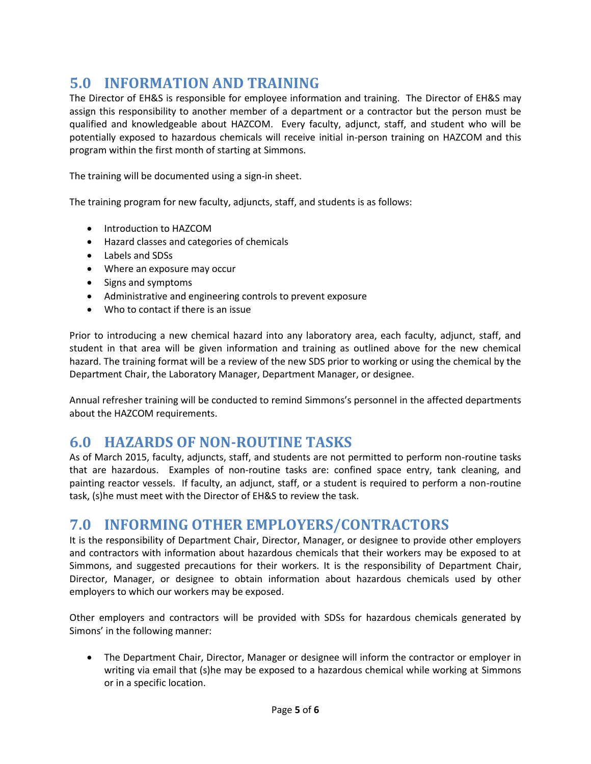## 5.0 INFORMATION AND TRAINING

The Director of EH&S is responsible for employee information and training. The Director of EH&S may assign this responsibility to another member of a department or a contractor but the person must be qualified and knowledgeable about HAZCOM. Every faculty, adjunct, staff, and student who will be potentially exposed to hazardous chemicals will receive initial in-person training on HAZCOM and this program within the first month of starting at Simmons.

The training will be documented using a sign-in sheet.

The training program for new faculty, adjuncts, staff, and students is as follows:

- Introduction to HAZCOM
- Hazard classes and categories of chemicals
- Labels and SDSs
- Where an exposure may occur
- Signs and symptoms
- Administrative and engineering controls to prevent exposure
- Who to contact if there is an issue

Prior to introducing a new chemical hazard into any laboratory area, each faculty, adjunct, staff, and student in that area will be given information and training as outlined above for the new chemical hazard. The training format will be a review of the new SDS prior to working or using the chemical by the Department Chair, the Laboratory Manager, Department Manager, or designee.

Annual refresher training will be conducted to remind Simmons's personnel in the affected departments about the HAZCOM requirements.

## 6.0 HAZARDS OF NON-ROUTINE TASKS

As of March 2015, faculty, adjuncts, staff, and students are not permitted to perform non-routine tasks that are hazardous. Examples of non-routine tasks are: confined space entry, tank cleaning, and painting reactor vessels. If faculty, an adjunct, staff, or a student is required to perform a non-routine task, (s)he must meet with the Director of EH&S to review the task.

## 7.0 INFORMING OTHER EMPLOYERS/CONTRACTORS

It is the responsibility of Department Chair, Director, Manager, or designee to provide other employers and contractors with information about hazardous chemicals that their workers may be exposed to at Simmons, and suggested precautions for their workers. It is the responsibility of Department Chair, Director, Manager, or designee to obtain information about hazardous chemicals used by other employers to which our workers may be exposed.

Other employers and contractors will be provided with SDSs for hazardous chemicals generated by Simons' in the following manner:

- The Department Chair, Director, Manager or designee will inform the contractor or employer in writing via email that (s)he may be exposed to a hazardous chemical while working at Simmons or in a specific location.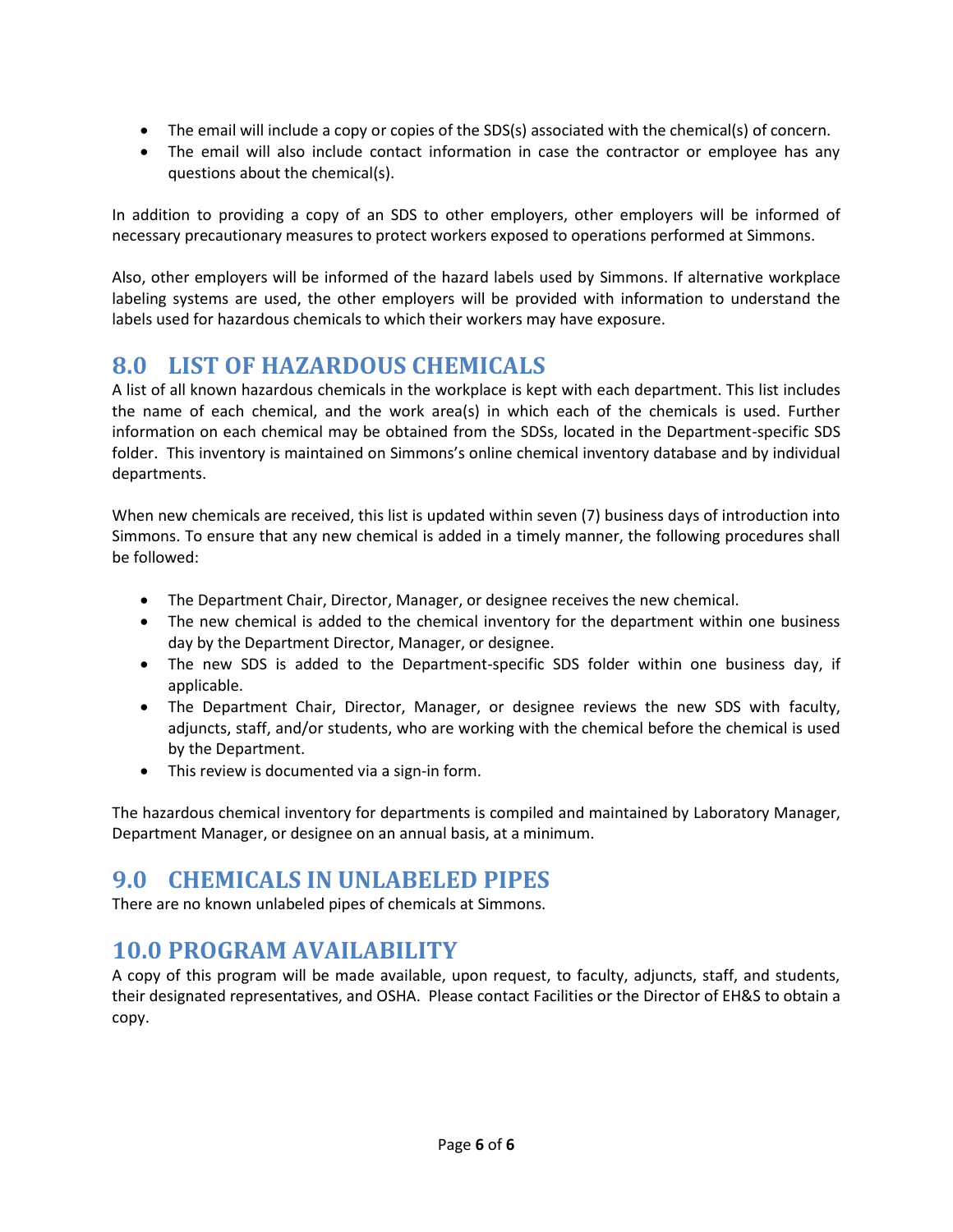- The email will include a copy or copies of the SDS(s) associated with the chemical(s) of concern.
- The email will also include contact information in case the contractor or employee has any questions about the chemical(s).

In addition to providing a copy of an SDS to other employers, other employers will be informed of necessary precautionary measures to protect workers exposed to operations performed at Simmons.

Also, other employers will be informed of the hazard labels used by Simmons. If alternative workplace labeling systems are used, the other employers will be provided with information to understand the labels used for hazardous chemicals to which their workers may have exposure.

## 8.0 LIST OF HAZARDOUS CHEMICALS

A list of all known hazardous chemicals in the workplace is kept with each department. This list includes the name of each chemical, and the work area(s) in which each of the chemicals is used. Further information on each chemical may be obtained from the SDSs, located in the Department-specific SDS folder. This inventory is maintained on Simmons's online chemical inventory database and by individual departments.

When new chemicals are received, this list is updated within seven (7) business days of introduction into Simmons. To ensure that any new chemical is added in a timely manner, the following procedures shall be followed:

- The Department Chair, Director, Manager, or designee receives the new chemical.
- The new chemical is added to the chemical inventory for the department within one business day by the Department Director, Manager, or designee.
- The new SDS is added to the Department-specific SDS folder within one business day, if applicable.
- The Department Chair, Director, Manager, or designee reviews the new SDS with faculty, adjuncts, staff, and/or students, who are working with the chemical before the chemical is used by the Department.
- This review is documented via a sign-in form.

The hazardous chemical inventory for departments is compiled and maintained by Laboratory Manager, Department Manager, or designee on an annual basis, at a minimum.

## 9.0 CHEMICALS IN UNLABELED PIPES

There are no known unlabeled pipes of chemicals at Simmons.

## 10.0 PROGRAM AVAILABILITY

A copy of this program will be made available, upon request, to faculty, adjuncts, staff, and students, their designated representatives, and OSHA. Please contact Facilities or the Director of EH&S to obtain a copy.